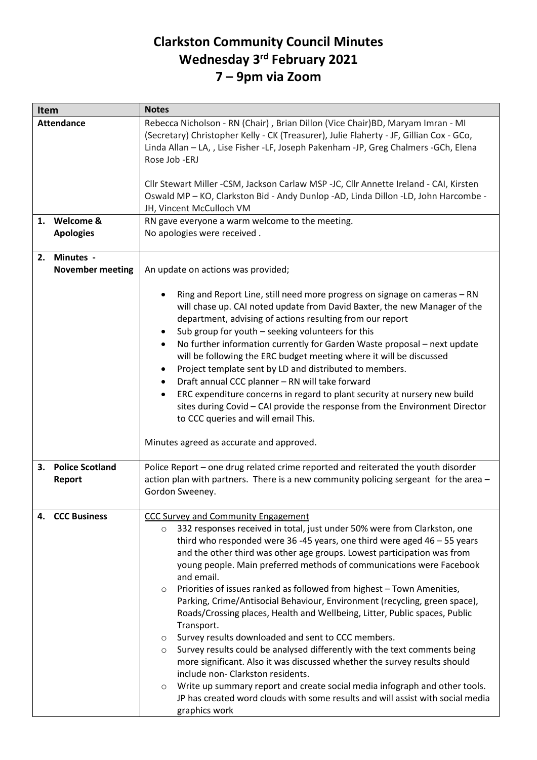# Clarkston Community Council Minutes
# Wednesday 3rd February 2021
# 7 – 9pm via Zoom

| Item | Notes |
| --- | --- |
| **Attendance** | Rebecca Nicholson - RN (Chair) , Brian Dillon (Vice Chair)BD, Maryam Imran - MI (Secretary) Christopher Kelly - CK (Treasurer), Julie Flaherty - JF, Gillian Cox - GCo, Linda Allan – LA, , Lise Fisher -LF, Joseph Pakenham -JP, Greg Chalmers -GCh, Elena Rose Job -ERJ<br><br>Cllr Stewart Miller -CSM, Jackson Carlaw MSP -JC, Cllr Annette Ireland - CAI, Kirsten Oswald MP – KO, Clarkston Bid - Andy Dunlop -AD, Linda Dillon -LD, John Harcombe - JH, Vincent McCulloch VM |
| **1. Welcome & Apologies** | RN gave everyone a warm welcome to the meeting.<br>No apologies were received . |
| **2. Minutes - November meeting** | An update on actions was provided;<br><br>• Ring and Report Line, still need more progress on signage on cameras – RN will chase up. CAI noted update from David Baxter, the new Manager of the department, advising of actions resulting from our report<br>• Sub group for youth – seeking volunteers for this<br>• No further information currently for Garden Waste proposal – next update will be following the ERC budget meeting where it will be discussed<br>• Project template sent by LD and distributed to members.<br>• Draft annual CCC planner – RN will take forward<br>• ERC expenditure concerns in regard to plant security at nursery new build sites during Covid – CAI provide the response from the Environment Director to CCC queries and will email This.<br><br>Minutes agreed as accurate and approved. |
| **3. Police Scotland Report** | Police Report – one drug related crime reported and reiterated the youth disorder action plan with partners. There is a new community policing sergeant for the area – Gordon Sweeney. |
| **4. CCC Business** | <u>CCC Survey and Community Engagement</u><br>○ 332 responses received in total, just under 50% were from Clarkston, one third who responded were 36 -45 years, one third were aged 46 – 55 years and the other third was other age groups. Lowest participation was from young people. Main preferred methods of communications were Facebook and email.<br>○ Priorities of issues ranked as followed from highest – Town Amenities, Parking, Crime/Antisocial Behaviour, Environment (recycling, green space), Roads/Crossing places, Health and Wellbeing, Litter, Public spaces, Public Transport.<br>○ Survey results downloaded and sent to CCC members.<br>○ Survey results could be analysed differently with the text comments being more significant. Also it was discussed whether the survey results should include non- Clarkston residents.<br>○ Write up summary report and create social media infograph and other tools. JP has created word clouds with some results and will assist with social media graphics work |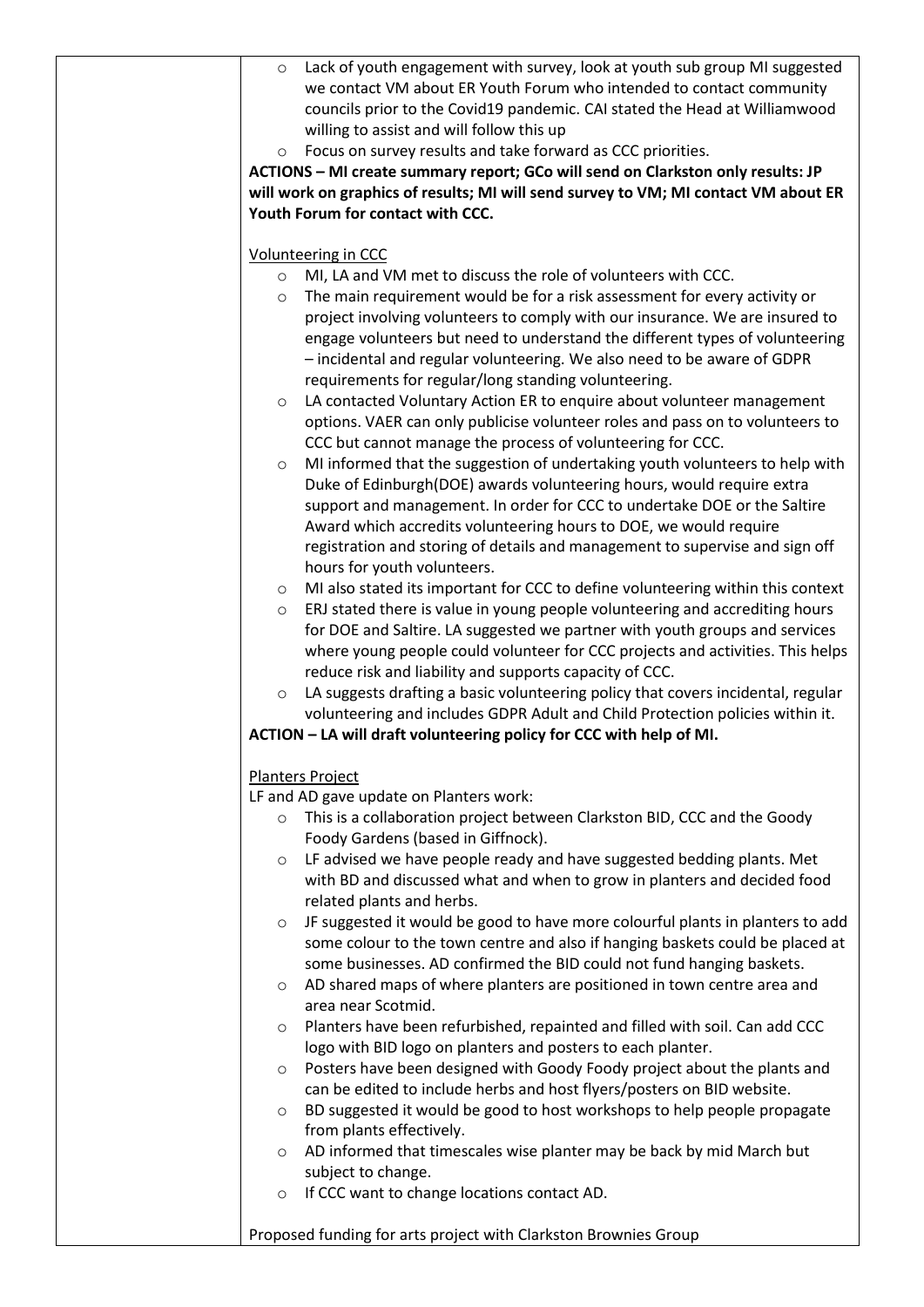- Lack of youth engagement with survey, look at youth sub group MI suggested we contact VM about ER Youth Forum who intended to contact community councils prior to the Covid19 pandemic. CAI stated the Head at Williamwood willing to assist and will follow this up
- Focus on survey results and take forward as CCC priorities.

**ACTIONS – MI create summary report; GCo will send on Clarkston only results: JP will work on graphics of results; MI will send survey to VM; MI contact VM about ER Youth Forum for contact with CCC.**

Volunteering in CCC

- MI, LA and VM met to discuss the role of volunteers with CCC.
- The main requirement would be for a risk assessment for every activity or project involving volunteers to comply with our insurance. We are insured to engage volunteers but need to understand the different types of volunteering – incidental and regular volunteering. We also need to be aware of GDPR requirements for regular/long standing volunteering.
- LA contacted Voluntary Action ER to enquire about volunteer management options. VAER can only publicise volunteer roles and pass on to volunteers to CCC but cannot manage the process of volunteering for CCC.
- MI informed that the suggestion of undertaking youth volunteers to help with Duke of Edinburgh(DOE) awards volunteering hours, would require extra support and management. In order for CCC to undertake DOE or the Saltire Award which accredits volunteering hours to DOE, we would require registration and storing of details and management to supervise and sign off hours for youth volunteers.
- MI also stated its important for CCC to define volunteering within this context
- ERJ stated there is value in young people volunteering and accrediting hours for DOE and Saltire. LA suggested we partner with youth groups and services where young people could volunteer for CCC projects and activities. This helps reduce risk and liability and supports capacity of CCC.
- LA suggests drafting a basic volunteering policy that covers incidental, regular volunteering and includes GDPR Adult and Child Protection policies within it.

**ACTION – LA will draft volunteering policy for CCC with help of MI.**

Planters Project

LF and AD gave update on Planters work:

- This is a collaboration project between Clarkston BID, CCC and the Goody Foody Gardens (based in Giffnock).
- LF advised we have people ready and have suggested bedding plants. Met with BD and discussed what and when to grow in planters and decided food related plants and herbs.
- JF suggested it would be good to have more colourful plants in planters to add some colour to the town centre and also if hanging baskets could be placed at some businesses. AD confirmed the BID could not fund hanging baskets.
- AD shared maps of where planters are positioned in town centre area and area near Scotmid.
- Planters have been refurbished, repainted and filled with soil. Can add CCC logo with BID logo on planters and posters to each planter.
- Posters have been designed with Goody Foody project about the plants and can be edited to include herbs and host flyers/posters on BID website.
- BD suggested it would be good to host workshops to help people propagate from plants effectively.
- AD informed that timescales wise planter may be back by mid March but subject to change.
- If CCC want to change locations contact AD.

Proposed funding for arts project with Clarkston Brownies Group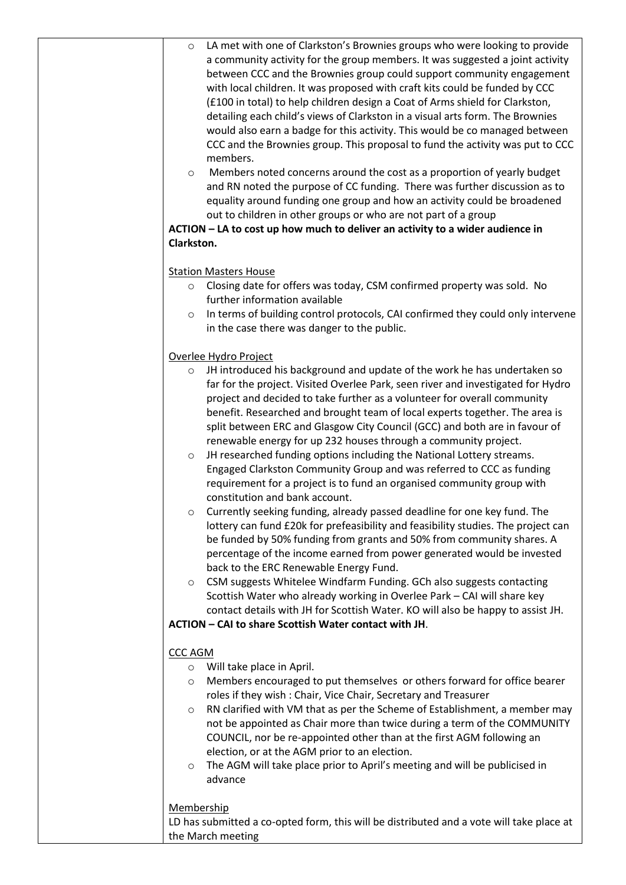- LA met with one of Clarkston's Brownies groups who were looking to provide a community activity for the group members. It was suggested a joint activity between CCC and the Brownies group could support community engagement with local children. It was proposed with craft kits could be funded by CCC (£100 in total) to help children design a Coat of Arms shield for Clarkston, detailing each child's views of Clarkston in a visual arts form. The Brownies would also earn a badge for this activity. This would be co managed between CCC and the Brownies group. This proposal to fund the activity was put to CCC members.
- Members noted concerns around the cost as a proportion of yearly budget and RN noted the purpose of CC funding. There was further discussion as to equality around funding one group and how an activity could be broadened out to children in other groups or who are not part of a group

**ACTION – LA to cost up how much to deliver an activity to a wider audience in Clarkston.**

Station Masters House

- Closing date for offers was today, CSM confirmed property was sold. No further information available
- In terms of building control protocols, CAI confirmed they could only intervene in the case there was danger to the public.

Overlee Hydro Project

- JH introduced his background and update of the work he has undertaken so far for the project. Visited Overlee Park, seen river and investigated for Hydro project and decided to take further as a volunteer for overall community benefit. Researched and brought team of local experts together. The area is split between ERC and Glasgow City Council (GCC) and both are in favour of renewable energy for up 232 houses through a community project.
- JH researched funding options including the National Lottery streams. Engaged Clarkston Community Group and was referred to CCC as funding requirement for a project is to fund an organised community group with constitution and bank account.
- Currently seeking funding, already passed deadline for one key fund. The lottery can fund £20k for prefeasibility and feasibility studies. The project can be funded by 50% funding from grants and 50% from community shares. A percentage of the income earned from power generated would be invested back to the ERC Renewable Energy Fund.
- CSM suggests Whitelee Windfarm Funding. GCh also suggests contacting Scottish Water who already working in Overlee Park – CAI will share key contact details with JH for Scottish Water. KO will also be happy to assist JH.

**ACTION – CAI to share Scottish Water contact with JH**.

CCC AGM

- Will take place in April.
- Members encouraged to put themselves or others forward for office bearer roles if they wish : Chair, Vice Chair, Secretary and Treasurer
- RN clarified with VM that as per the Scheme of Establishment, a member may not be appointed as Chair more than twice during a term of the COMMUNITY COUNCIL, nor be re-appointed other than at the first AGM following an election, or at the AGM prior to an election.
- The AGM will take place prior to April's meeting and will be publicised in advance

Membership

LD has submitted a co-opted form, this will be distributed and a vote will take place at the March meeting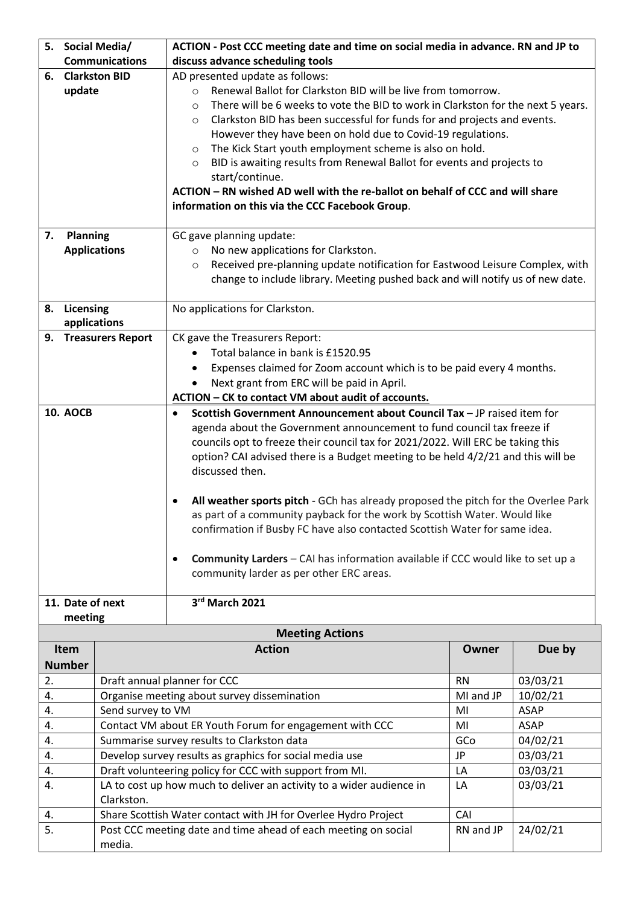| | |
|---|---|
| **5. Social Media/ Communications** | **ACTION - Post CCC meeting date and time on social media in advance. RN and JP to discuss advance scheduling tools** |
| **6. Clarkston BID update** | AD presented update as follows:<br>o Renewal Ballot for Clarkston BID will be live from tomorrow.<br>o There will be 6 weeks to vote the BID to work in Clarkston for the next 5 years.<br>o Clarkston BID has been successful for funds for and projects and events. However they have been on hold due to Covid-19 regulations.<br>o The Kick Start youth employment scheme is also on hold.<br>o BID is awaiting results from Renewal Ballot for events and projects to start/continue.<br>**ACTION – RN wished AD well with the re-ballot on behalf of CCC and will share information on this via the CCC Facebook Group**. |
| **7. Planning Applications** | GC gave planning update:<br>o No new applications for Clarkston.<br>o Received pre-planning update notification for Eastwood Leisure Complex, with change to include library. Meeting pushed back and will notify us of new date. |
| **8. Licensing applications** | No applications for Clarkston. |
| **9. Treasurers Report** | CK gave the Treasurers Report:<br>• Total balance in bank is £1520.95<br>• Expenses claimed for Zoom account which is to be paid every 4 months.<br>• Next grant from ERC will be paid in April.<br>**ACTION – CK to contact VM about audit of accounts.** |
| **10. AOCB** | • **Scottish Government Announcement about Council Tax** – JP raised item for agenda about the Government announcement to fund council tax freeze if councils opt to freeze their council tax for 2021/2022. Will ERC be taking this option? CAI advised there is a Budget meeting to be held 4/2/21 and this will be discussed then.<br><br>• **All weather sports pitch** - GCh has already proposed the pitch for the Overlee Park as part of a community payback for the work by Scottish Water. Would like confirmation if Busby FC have also contacted Scottish Water for same idea.<br><br>• **Community Larders** – CAI has information available if CCC would like to set up a community larder as per other ERC areas. |
| **11. Date of next meeting** | **3rd March 2021** |

**Meeting Actions**

| Item Number | Action | Owner | Due by |
|---|---|---|---|
| 2. | Draft annual planner for CCC | RN | 03/03/21 |
| 4. | Organise meeting about survey dissemination | MI and JP | 10/02/21 |
| 4. | Send survey to VM | MI | ASAP |
| 4. | Contact VM about ER Youth Forum for engagement with CCC | MI | ASAP |
| 4. | Summarise survey results to Clarkston data | GCo | 04/02/21 |
| 4. | Develop survey results as graphics for social media use | JP | 03/03/21 |
| 4. | Draft volunteering policy for CCC with support from MI. | LA | 03/03/21 |
| 4. | LA to cost up how much to deliver an activity to a wider audience in Clarkston. | LA | 03/03/21 |
| 4. | Share Scottish Water contact with JH for Overlee Hydro Project | CAI | |
| 5. | Post CCC meeting date and time ahead of each meeting on social media. | RN and JP | 24/02/21 |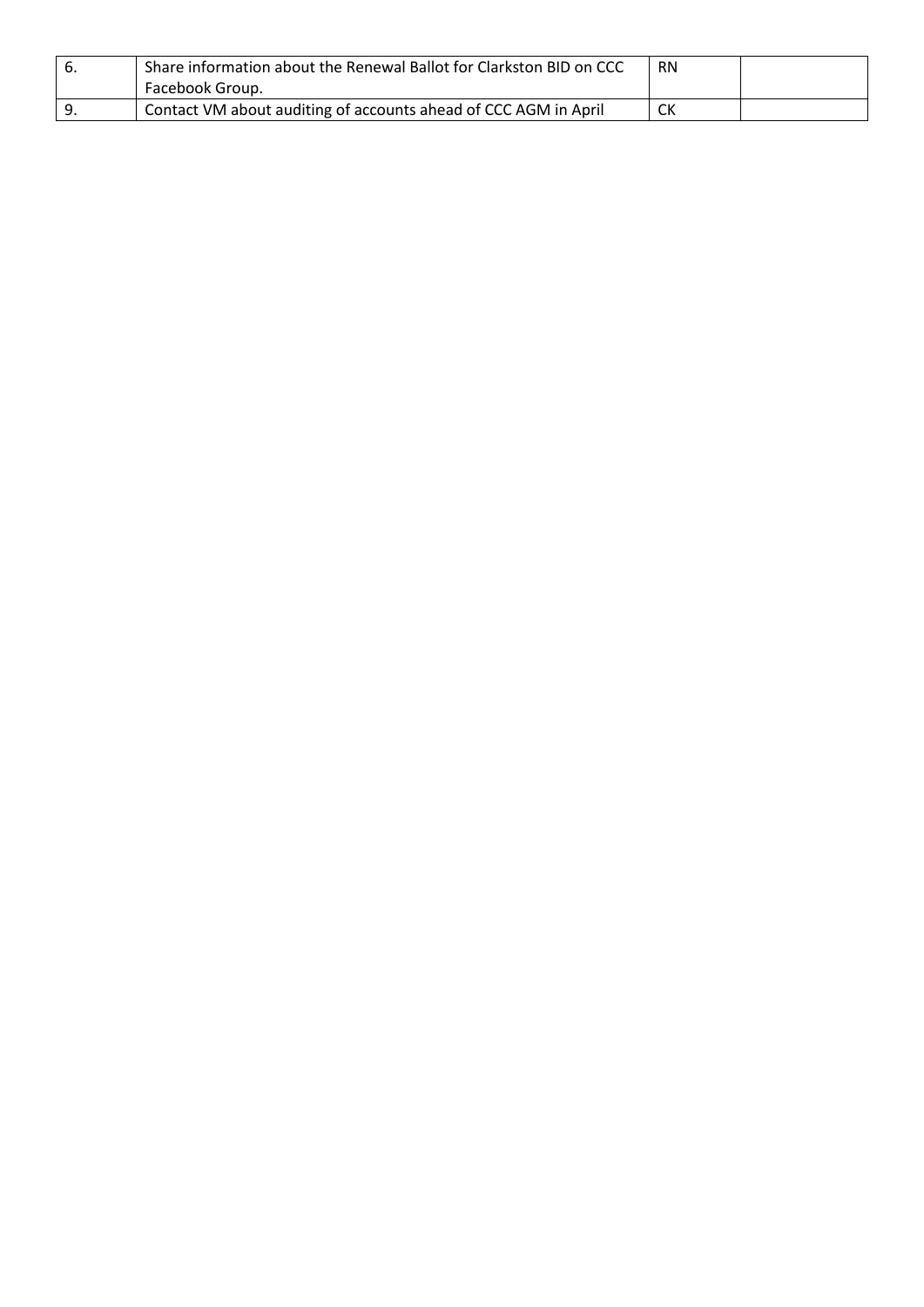| | | | |
|---|---|---|---|
| 6. | Share information about the Renewal Ballot for Clarkston BID on CCC Facebook Group. | RN | |
| 9. | Contact VM about auditing of accounts ahead of CCC AGM in April | CK | |